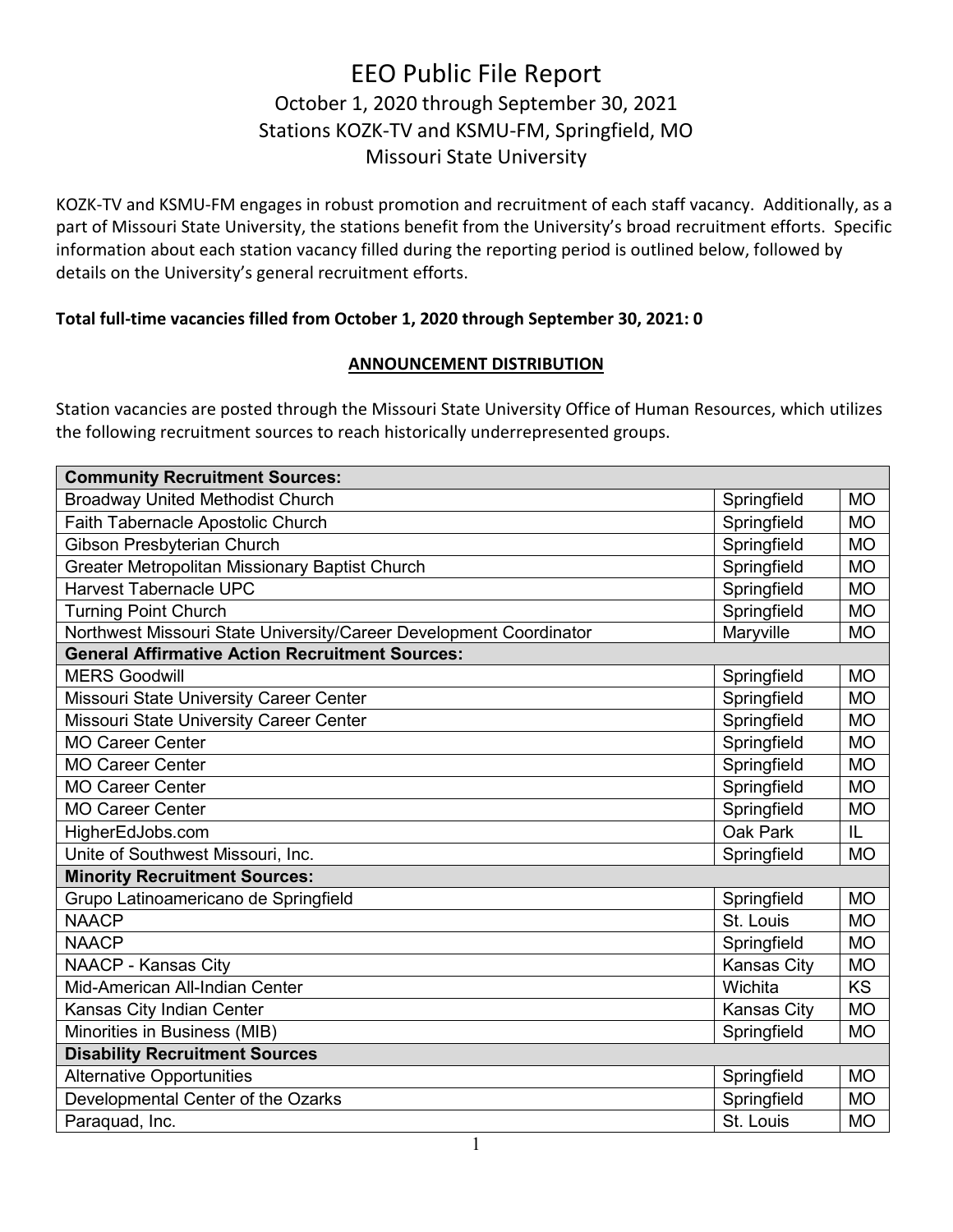# EEO Public File Report

## October 1, 2020 through September 30, 2021
## Stations KOZK-TV and KSMU-FM, Springfield, MO
## Missouri State University

KOZK-TV and KSMU-FM engages in robust promotion and recruitment of each staff vacancy. Additionally, as a part of Missouri State University, the stations benefit from the University's broad recruitment efforts. Specific information about each station vacancy filled during the reporting period is outlined below, followed by details on the University's general recruitment efforts.

**Total full-time vacancies filled from October 1, 2020 through September 30, 2021: 0**

**ANNOUNCEMENT DISTRIBUTION**

Station vacancies are posted through the Missouri State University Office of Human Resources, which utilizes the following recruitment sources to reach historically underrepresented groups.

| | | |
|---|---|---|
| **Community Recruitment Sources:** | | |
| Broadway United Methodist Church | Springfield | MO |
| Faith Tabernacle Apostolic Church | Springfield | MO |
| Gibson Presbyterian Church | Springfield | MO |
| Greater Metropolitan Missionary Baptist Church | Springfield | MO |
| Harvest Tabernacle UPC | Springfield | MO |
| Turning Point Church | Springfield | MO |
| Northwest Missouri State University/Career Development Coordinator | Maryville | MO |
| **General Affirmative Action Recruitment Sources:** | | |
| MERS Goodwill | Springfield | MO |
| Missouri State University Career Center | Springfield | MO |
| Missouri State University Career Center | Springfield | MO |
| MO Career Center | Springfield | MO |
| MO Career Center | Springfield | MO |
| MO Career Center | Springfield | MO |
| MO Career Center | Springfield | MO |
| HigherEdJobs.com | Oak Park | IL |
| Unite of Southwest Missouri, Inc. | Springfield | MO |
| **Minority Recruitment Sources:** | | |
| Grupo Latinoamericano de Springfield | Springfield | MO |
| NAACP | St. Louis | MO |
| NAACP | Springfield | MO |
| NAACP - Kansas City | Kansas City | MO |
| Mid-American All-Indian Center | Wichita | KS |
| Kansas City Indian Center | Kansas City | MO |
| Minorities in Business (MIB) | Springfield | MO |
| **Disability Recruitment Sources** | | |
| Alternative Opportunities | Springfield | MO |
| Developmental Center of the Ozarks | Springfield | MO |
| Paraquad, Inc. | St. Louis | MO |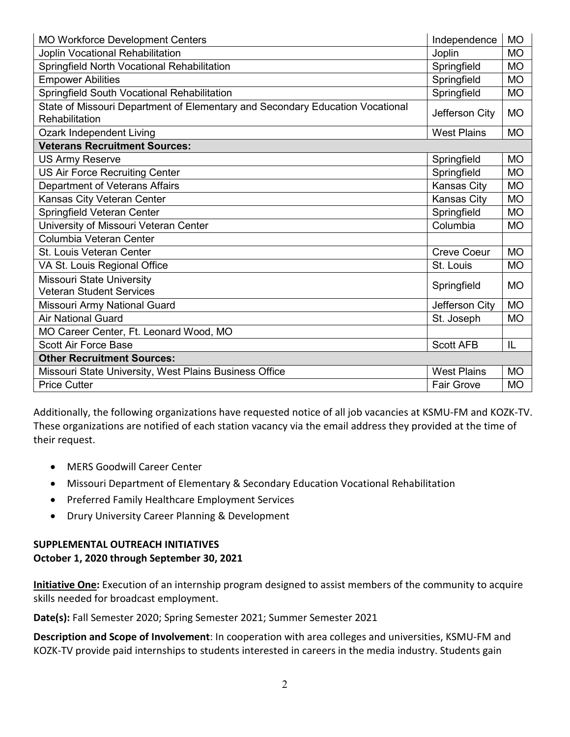| | | |
|---|---|---|
| MO Workforce Development Centers | Independence | MO |
| Joplin Vocational Rehabilitation | Joplin | MO |
| Springfield North Vocational Rehabilitation | Springfield | MO |
| Empower Abilities | Springfield | MO |
| Springfield South Vocational Rehabilitation | Springfield | MO |
| State of Missouri Department of Elementary and Secondary Education Vocational Rehabilitation | Jefferson City | MO |
| Ozark Independent Living | West Plains | MO |
| **Veterans Recruitment Sources:** | | |
| US Army Reserve | Springfield | MO |
| US Air Force Recruiting Center | Springfield | MO |
| Department of Veterans Affairs | Kansas City | MO |
| Kansas City Veteran Center | Kansas City | MO |
| Springfield Veteran Center | Springfield | MO |
| University of Missouri Veteran Center | Columbia | MO |
| Columbia Veteran Center | | |
| St. Louis Veteran Center | Creve Coeur | MO |
| VA St. Louis Regional Office | St. Louis | MO |
| Missouri State University Veteran Student Services | Springfield | MO |
| Missouri Army National Guard | Jefferson City | MO |
| Air National Guard | St. Joseph | MO |
| MO Career Center, Ft. Leonard Wood, MO | | |
| Scott Air Force Base | Scott AFB | IL |
| **Other Recruitment Sources:** | | |
| Missouri State University, West Plains Business Office | West Plains | MO |
| Price Cutter | Fair Grove | MO |

Additionally, the following organizations have requested notice of all job vacancies at KSMU-FM and KOZK-TV. These organizations are notified of each station vacancy via the email address they provided at the time of their request.

- MERS Goodwill Career Center
- Missouri Department of Elementary & Secondary Education Vocational Rehabilitation
- Preferred Family Healthcare Employment Services
- Drury University Career Planning & Development

**SUPPLEMENTAL OUTREACH INITIATIVES**
**October 1, 2020 through September 30, 2021**

**Initiative One:** Execution of an internship program designed to assist members of the community to acquire skills needed for broadcast employment.

**Date(s):** Fall Semester 2020; Spring Semester 2021; Summer Semester 2021

**Description and Scope of Involvement**: In cooperation with area colleges and universities, KSMU-FM and KOZK-TV provide paid internships to students interested in careers in the media industry. Students gain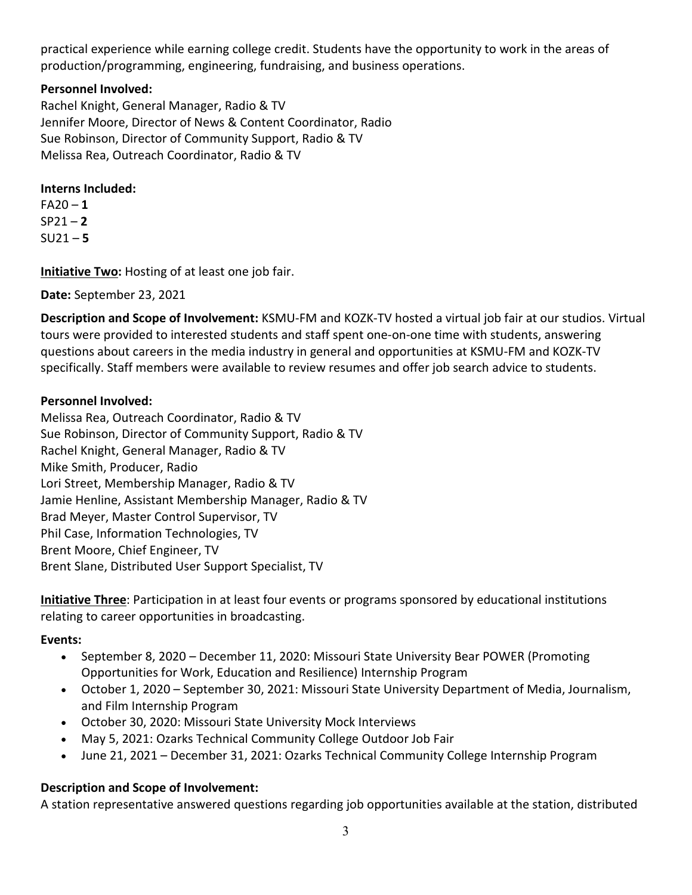practical experience while earning college credit. Students have the opportunity to work in the areas of production/programming, engineering, fundraising, and business operations.

**Personnel Involved:**
Rachel Knight, General Manager, Radio & TV
Jennifer Moore, Director of News & Content Coordinator, Radio
Sue Robinson, Director of Community Support, Radio & TV
Melissa Rea, Outreach Coordinator, Radio & TV

**Interns Included:**
FA20 – **1**
SP21 – **2**
SU21 – **5**

**Initiative Two:** Hosting of at least one job fair.

**Date:** September 23, 2021

**Description and Scope of Involvement:** KSMU-FM and KOZK-TV hosted a virtual job fair at our studios. Virtual tours were provided to interested students and staff spent one-on-one time with students, answering questions about careers in the media industry in general and opportunities at KSMU-FM and KOZK-TV specifically. Staff members were available to review resumes and offer job search advice to students.

**Personnel Involved:**
Melissa Rea, Outreach Coordinator, Radio & TV
Sue Robinson, Director of Community Support, Radio & TV
Rachel Knight, General Manager, Radio & TV
Mike Smith, Producer, Radio
Lori Street, Membership Manager, Radio & TV
Jamie Henline, Assistant Membership Manager, Radio & TV
Brad Meyer, Master Control Supervisor, TV
Phil Case, Information Technologies, TV
Brent Moore, Chief Engineer, TV
Brent Slane, Distributed User Support Specialist, TV

**Initiative Three**: Participation in at least four events or programs sponsored by educational institutions relating to career opportunities in broadcasting.

**Events:**

- September 8, 2020 – December 11, 2020: Missouri State University Bear POWER (Promoting Opportunities for Work, Education and Resilience) Internship Program
- October 1, 2020 – September 30, 2021: Missouri State University Department of Media, Journalism, and Film Internship Program
- October 30, 2020: Missouri State University Mock Interviews
- May 5, 2021: Ozarks Technical Community College Outdoor Job Fair
- June 21, 2021 – December 31, 2021: Ozarks Technical Community College Internship Program

**Description and Scope of Involvement:**
A station representative answered questions regarding job opportunities available at the station, distributed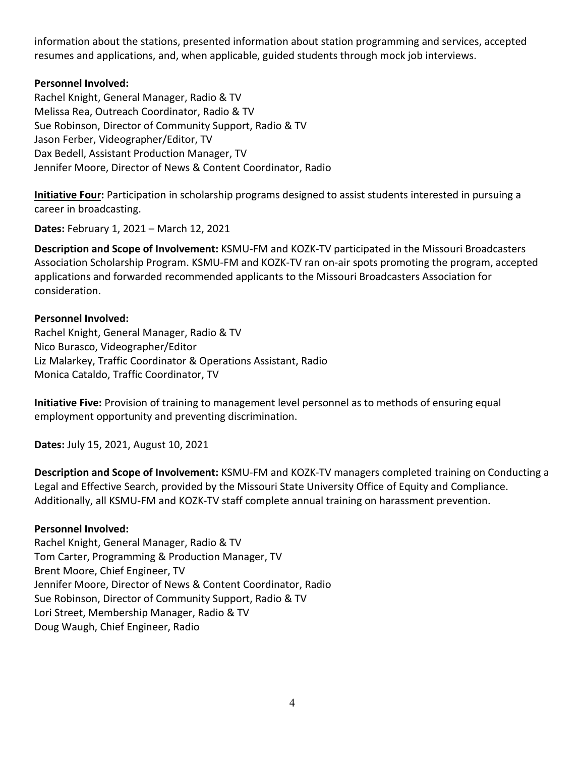information about the stations, presented information about station programming and services, accepted resumes and applications, and, when applicable, guided students through mock job interviews.

**Personnel Involved:**
Rachel Knight, General Manager, Radio & TV
Melissa Rea, Outreach Coordinator, Radio & TV
Sue Robinson, Director of Community Support, Radio & TV
Jason Ferber, Videographer/Editor, TV
Dax Bedell, Assistant Production Manager, TV
Jennifer Moore, Director of News & Content Coordinator, Radio

**Initiative Four:** Participation in scholarship programs designed to assist students interested in pursuing a career in broadcasting.

**Dates:** February 1, 2021 – March 12, 2021

**Description and Scope of Involvement:** KSMU-FM and KOZK-TV participated in the Missouri Broadcasters Association Scholarship Program. KSMU-FM and KOZK-TV ran on-air spots promoting the program, accepted applications and forwarded recommended applicants to the Missouri Broadcasters Association for consideration.

**Personnel Involved:**
Rachel Knight, General Manager, Radio & TV
Nico Burasco, Videographer/Editor
Liz Malarkey, Traffic Coordinator & Operations Assistant, Radio
Monica Cataldo, Traffic Coordinator, TV

**Initiative Five:** Provision of training to management level personnel as to methods of ensuring equal employment opportunity and preventing discrimination.

**Dates:** July 15, 2021, August 10, 2021

**Description and Scope of Involvement:** KSMU-FM and KOZK-TV managers completed training on Conducting a Legal and Effective Search, provided by the Missouri State University Office of Equity and Compliance. Additionally, all KSMU-FM and KOZK-TV staff complete annual training on harassment prevention.

**Personnel Involved:**
Rachel Knight, General Manager, Radio & TV
Tom Carter, Programming & Production Manager, TV
Brent Moore, Chief Engineer, TV
Jennifer Moore, Director of News & Content Coordinator, Radio
Sue Robinson, Director of Community Support, Radio & TV
Lori Street, Membership Manager, Radio & TV
Doug Waugh, Chief Engineer, Radio